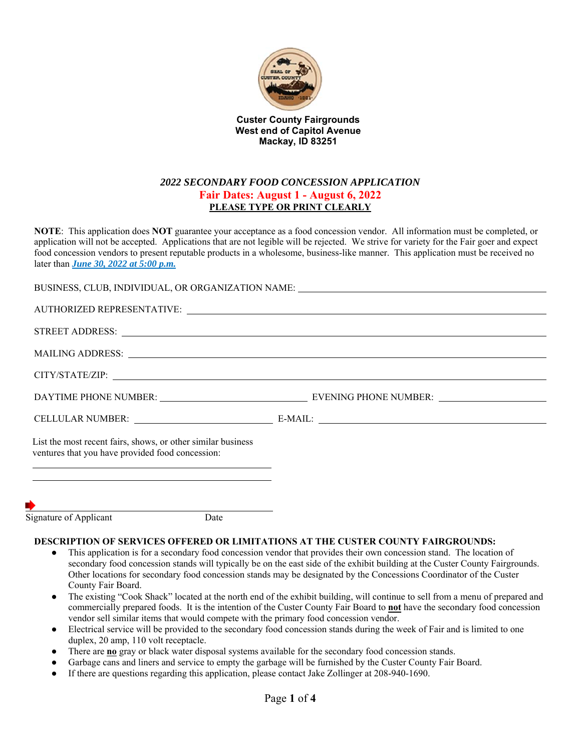**Custer County Fairgrounds**
**West end of Capitol Avenue**
**Mackay, ID 83251**

## *2022 SECONDARY FOOD CONCESSION APPLICATION*

**Fair Dates: August 1 - August 6, 2022**

**PLEASE TYPE OR PRINT CLEARLY**

**NOTE**: This application does **NOT** guarantee your acceptance as a food concession vendor. All information must be completed, or application will not be accepted. Applications that are not legible will be rejected. We strive for variety for the Fair goer and expect food concession vendors to present reputable products in a wholesome, business-like manner. This application must be received no later than ***June 30, 2022 at 5:00 p.m.***

BUSINESS, CLUB, INDIVIDUAL, OR ORGANIZATION NAME: ______________________________

AUTHORIZED REPRESENTATIVE: ______________________________

STREET ADDRESS: ______________________________

MAILING ADDRESS: ______________________________

CITY/STATE/ZIP: ______________________________

DAYTIME PHONE NUMBER: ____________________ EVENING PHONE NUMBER: ____________________

CELLULAR NUMBER: ____________________ E-MAIL: ____________________

List the most recent fairs, shows, or other similar business ventures that you have provided food concession:

______________________________

______________________________

______________________________
Signature of Applicant Date

**DESCRIPTION OF SERVICES OFFERED OR LIMITATIONS AT THE CUSTER COUNTY FAIRGROUNDS:**

- This application is for a secondary food concession vendor that provides their own concession stand. The location of secondary food concession stands will typically be on the east side of the exhibit building at the Custer County Fairgrounds. Other locations for secondary food concession stands may be designated by the Concessions Coordinator of the Custer County Fair Board.
- The existing "Cook Shack" located at the north end of the exhibit building, will continue to sell from a menu of prepared and commercially prepared foods. It is the intention of the Custer County Fair Board to **not** have the secondary food concession vendor sell similar items that would compete with the primary food concession vendor.
- Electrical service will be provided to the secondary food concession stands during the week of Fair and is limited to one duplex, 20 amp, 110 volt receptacle.
- There are **no** gray or black water disposal systems available for the secondary food concession stands.
- Garbage cans and liners and service to empty the garbage will be furnished by the Custer County Fair Board.
- If there are questions regarding this application, please contact Jake Zollinger at 208-940-1690.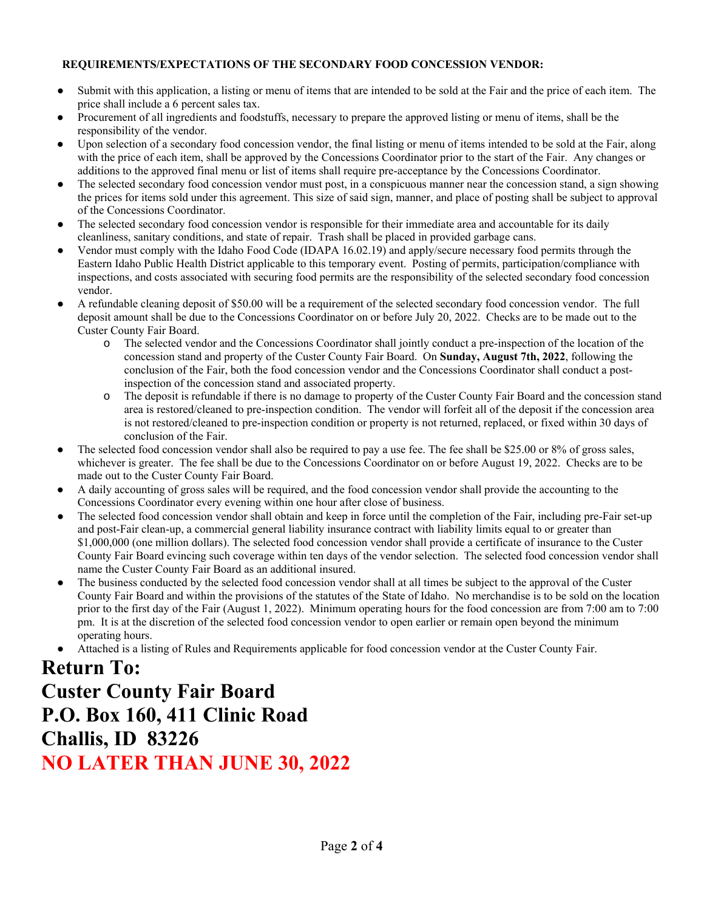**REQUIREMENTS/EXPECTATIONS OF THE SECONDARY FOOD CONCESSION VENDOR:**

- Submit with this application, a listing or menu of items that are intended to be sold at the Fair and the price of each item. The price shall include a 6 percent sales tax.
- Procurement of all ingredients and foodstuffs, necessary to prepare the approved listing or menu of items, shall be the responsibility of the vendor.
- Upon selection of a secondary food concession vendor, the final listing or menu of items intended to be sold at the Fair, along with the price of each item, shall be approved by the Concessions Coordinator prior to the start of the Fair. Any changes or additions to the approved final menu or list of items shall require pre-acceptance by the Concessions Coordinator.
- The selected secondary food concession vendor must post, in a conspicuous manner near the concession stand, a sign showing the prices for items sold under this agreement. This size of said sign, manner, and place of posting shall be subject to approval of the Concessions Coordinator.
- The selected secondary food concession vendor is responsible for their immediate area and accountable for its daily cleanliness, sanitary conditions, and state of repair. Trash shall be placed in provided garbage cans.
- Vendor must comply with the Idaho Food Code (IDAPA 16.02.19) and apply/secure necessary food permits through the Eastern Idaho Public Health District applicable to this temporary event. Posting of permits, participation/compliance with inspections, and costs associated with securing food permits are the responsibility of the selected secondary food concession vendor.
- A refundable cleaning deposit of $50.00 will be a requirement of the selected secondary food concession vendor. The full deposit amount shall be due to the Concessions Coordinator on or before July 20, 2022. Checks are to be made out to the Custer County Fair Board.
    - The selected vendor and the Concessions Coordinator shall jointly conduct a pre-inspection of the location of the concession stand and property of the Custer County Fair Board. On **Sunday, August 7th, 2022**, following the conclusion of the Fair, both the food concession vendor and the Concessions Coordinator shall conduct a post-inspection of the concession stand and associated property.
    - The deposit is refundable if there is no damage to property of the Custer County Fair Board and the concession stand area is restored/cleaned to pre-inspection condition. The vendor will forfeit all of the deposit if the concession area is not restored/cleaned to pre-inspection condition or property is not returned, replaced, or fixed within 30 days of conclusion of the Fair.
- The selected food concession vendor shall also be required to pay a use fee. The fee shall be $25.00 or 8% of gross sales, whichever is greater. The fee shall be due to the Concessions Coordinator on or before August 19, 2022. Checks are to be made out to the Custer County Fair Board.
- A daily accounting of gross sales will be required, and the food concession vendor shall provide the accounting to the Concessions Coordinator every evening within one hour after close of business.
- The selected food concession vendor shall obtain and keep in force until the completion of the Fair, including pre-Fair set-up and post-Fair clean-up, a commercial general liability insurance contract with liability limits equal to or greater than $1,000,000 (one million dollars). The selected food concession vendor shall provide a certificate of insurance to the Custer County Fair Board evincing such coverage within ten days of the vendor selection. The selected food concession vendor shall name the Custer County Fair Board as an additional insured.
- The business conducted by the selected food concession vendor shall at all times be subject to the approval of the Custer County Fair Board and within the provisions of the statutes of the State of Idaho. No merchandise is to be sold on the location prior to the first day of the Fair (August 1, 2022). Minimum operating hours for the food concession are from 7:00 am to 7:00 pm. It is at the discretion of the selected food concession vendor to open earlier or remain open beyond the minimum operating hours.
- Attached is a listing of Rules and Requirements applicable for food concession vendor at the Custer County Fair.

# Return To:
# Custer County Fair Board
# P.O. Box 160, 411 Clinic Road
# Challis, ID 83226
# NO LATER THAN JUNE 30, 2022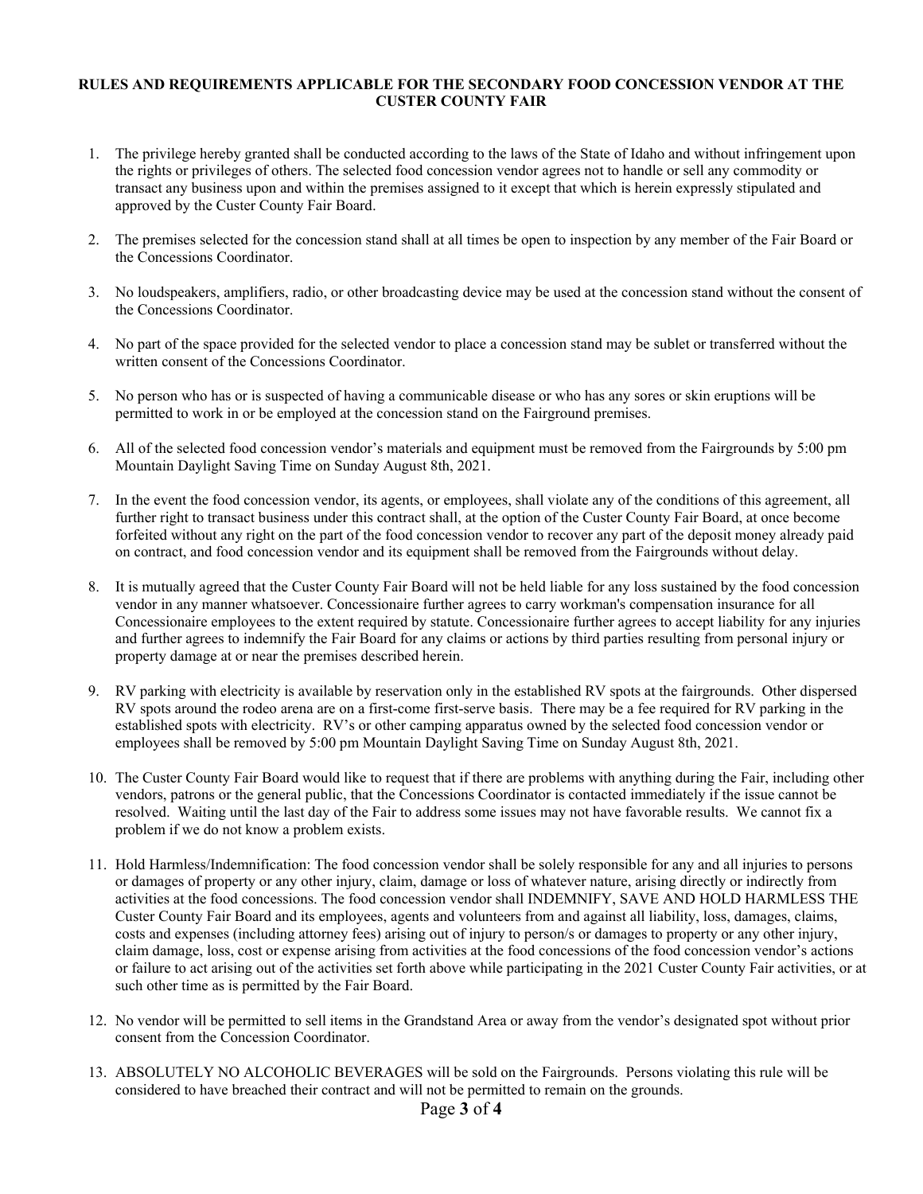**RULES AND REQUIREMENTS APPLICABLE FOR THE SECONDARY FOOD CONCESSION VENDOR AT THE CUSTER COUNTY FAIR**

1. The privilege hereby granted shall be conducted according to the laws of the State of Idaho and without infringement upon the rights or privileges of others. The selected food concession vendor agrees not to handle or sell any commodity or transact any business upon and within the premises assigned to it except that which is herein expressly stipulated and approved by the Custer County Fair Board.

2. The premises selected for the concession stand shall at all times be open to inspection by any member of the Fair Board or the Concessions Coordinator.

3. No loudspeakers, amplifiers, radio, or other broadcasting device may be used at the concession stand without the consent of the Concessions Coordinator.

4. No part of the space provided for the selected vendor to place a concession stand may be sublet or transferred without the written consent of the Concessions Coordinator.

5. No person who has or is suspected of having a communicable disease or who has any sores or skin eruptions will be permitted to work in or be employed at the concession stand on the Fairground premises.

6. All of the selected food concession vendor's materials and equipment must be removed from the Fairgrounds by 5:00 pm Mountain Daylight Saving Time on Sunday August 8th, 2021.

7. In the event the food concession vendor, its agents, or employees, shall violate any of the conditions of this agreement, all further right to transact business under this contract shall, at the option of the Custer County Fair Board, at once become forfeited without any right on the part of the food concession vendor to recover any part of the deposit money already paid on contract, and food concession vendor and its equipment shall be removed from the Fairgrounds without delay.

8. It is mutually agreed that the Custer County Fair Board will not be held liable for any loss sustained by the food concession vendor in any manner whatsoever. Concessionaire further agrees to carry workman's compensation insurance for all Concessionaire employees to the extent required by statute. Concessionaire further agrees to accept liability for any injuries and further agrees to indemnify the Fair Board for any claims or actions by third parties resulting from personal injury or property damage at or near the premises described herein.

9. RV parking with electricity is available by reservation only in the established RV spots at the fairgrounds. Other dispersed RV spots around the rodeo arena are on a first-come first-serve basis. There may be a fee required for RV parking in the established spots with electricity. RV's or other camping apparatus owned by the selected food concession vendor or employees shall be removed by 5:00 pm Mountain Daylight Saving Time on Sunday August 8th, 2021.

10. The Custer County Fair Board would like to request that if there are problems with anything during the Fair, including other vendors, patrons or the general public, that the Concessions Coordinator is contacted immediately if the issue cannot be resolved. Waiting until the last day of the Fair to address some issues may not have favorable results. We cannot fix a problem if we do not know a problem exists.

11. Hold Harmless/Indemnification: The food concession vendor shall be solely responsible for any and all injuries to persons or damages of property or any other injury, claim, damage or loss of whatever nature, arising directly or indirectly from activities at the food concessions. The food concession vendor shall INDEMNIFY, SAVE AND HOLD HARMLESS THE Custer County Fair Board and its employees, agents and volunteers from and against all liability, loss, damages, claims, costs and expenses (including attorney fees) arising out of injury to person/s or damages to property or any other injury, claim damage, loss, cost or expense arising from activities at the food concessions of the food concession vendor's actions or failure to act arising out of the activities set forth above while participating in the 2021 Custer County Fair activities, or at such other time as is permitted by the Fair Board.

12. No vendor will be permitted to sell items in the Grandstand Area or away from the vendor's designated spot without prior consent from the Concession Coordinator.

13. ABSOLUTELY NO ALCOHOLIC BEVERAGES will be sold on the Fairgrounds. Persons violating this rule will be considered to have breached their contract and will not be permitted to remain on the grounds.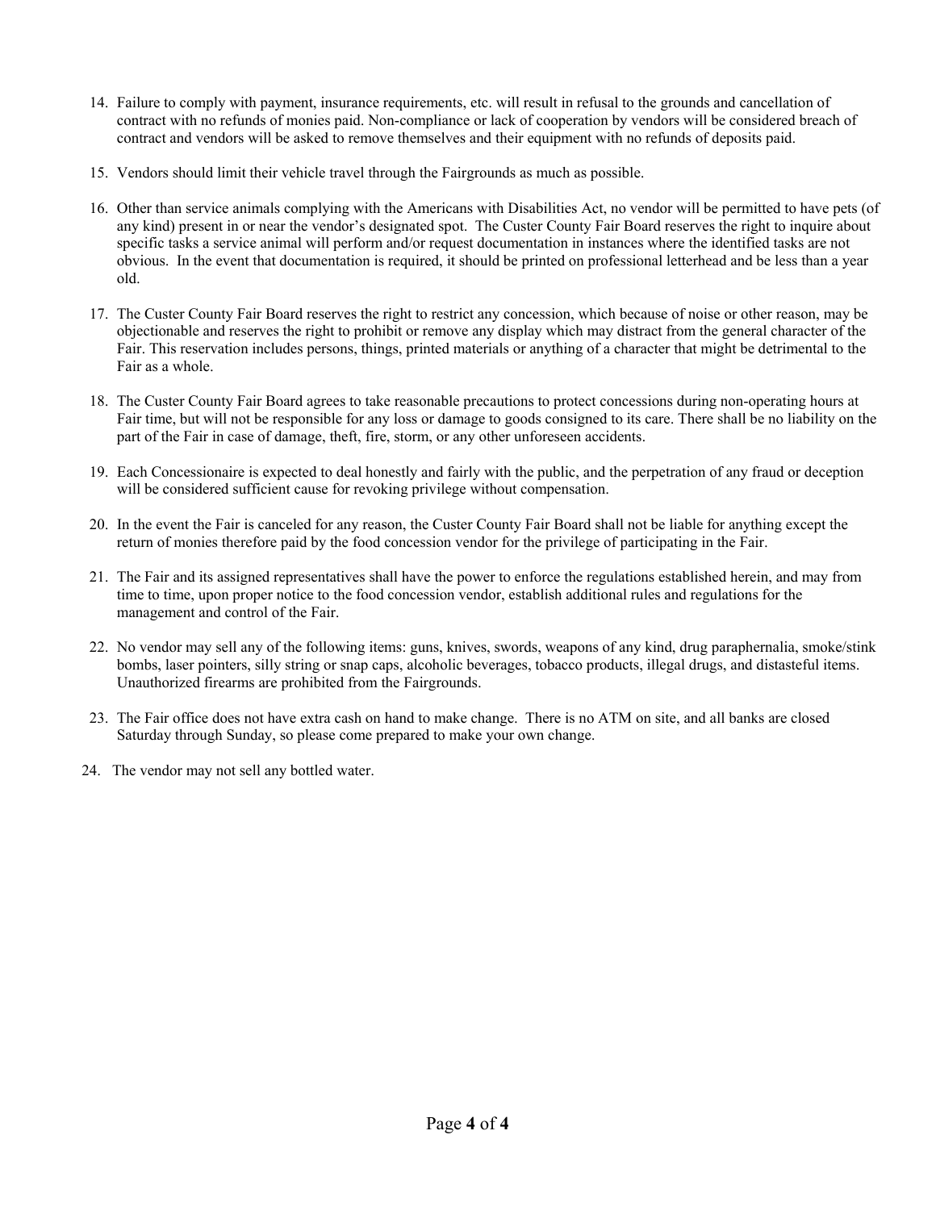14. Failure to comply with payment, insurance requirements, etc. will result in refusal to the grounds and cancellation of contract with no refunds of monies paid. Non-compliance or lack of cooperation by vendors will be considered breach of contract and vendors will be asked to remove themselves and their equipment with no refunds of deposits paid.

15. Vendors should limit their vehicle travel through the Fairgrounds as much as possible.

16. Other than service animals complying with the Americans with Disabilities Act, no vendor will be permitted to have pets (of any kind) present in or near the vendor's designated spot. The Custer County Fair Board reserves the right to inquire about specific tasks a service animal will perform and/or request documentation in instances where the identified tasks are not obvious. In the event that documentation is required, it should be printed on professional letterhead and be less than a year old.

17. The Custer County Fair Board reserves the right to restrict any concession, which because of noise or other reason, may be objectionable and reserves the right to prohibit or remove any display which may distract from the general character of the Fair. This reservation includes persons, things, printed materials or anything of a character that might be detrimental to the Fair as a whole.

18. The Custer County Fair Board agrees to take reasonable precautions to protect concessions during non-operating hours at Fair time, but will not be responsible for any loss or damage to goods consigned to its care. There shall be no liability on the part of the Fair in case of damage, theft, fire, storm, or any other unforeseen accidents.

19. Each Concessionaire is expected to deal honestly and fairly with the public, and the perpetration of any fraud or deception will be considered sufficient cause for revoking privilege without compensation.

20. In the event the Fair is canceled for any reason, the Custer County Fair Board shall not be liable for anything except the return of monies therefore paid by the food concession vendor for the privilege of participating in the Fair.

21. The Fair and its assigned representatives shall have the power to enforce the regulations established herein, and may from time to time, upon proper notice to the food concession vendor, establish additional rules and regulations for the management and control of the Fair.

22. No vendor may sell any of the following items: guns, knives, swords, weapons of any kind, drug paraphernalia, smoke/stink bombs, laser pointers, silly string or snap caps, alcoholic beverages, tobacco products, illegal drugs, and distasteful items. Unauthorized firearms are prohibited from the Fairgrounds.

23. The Fair office does not have extra cash on hand to make change. There is no ATM on site, and all banks are closed Saturday through Sunday, so please come prepared to make your own change.

24. The vendor may not sell any bottled water.